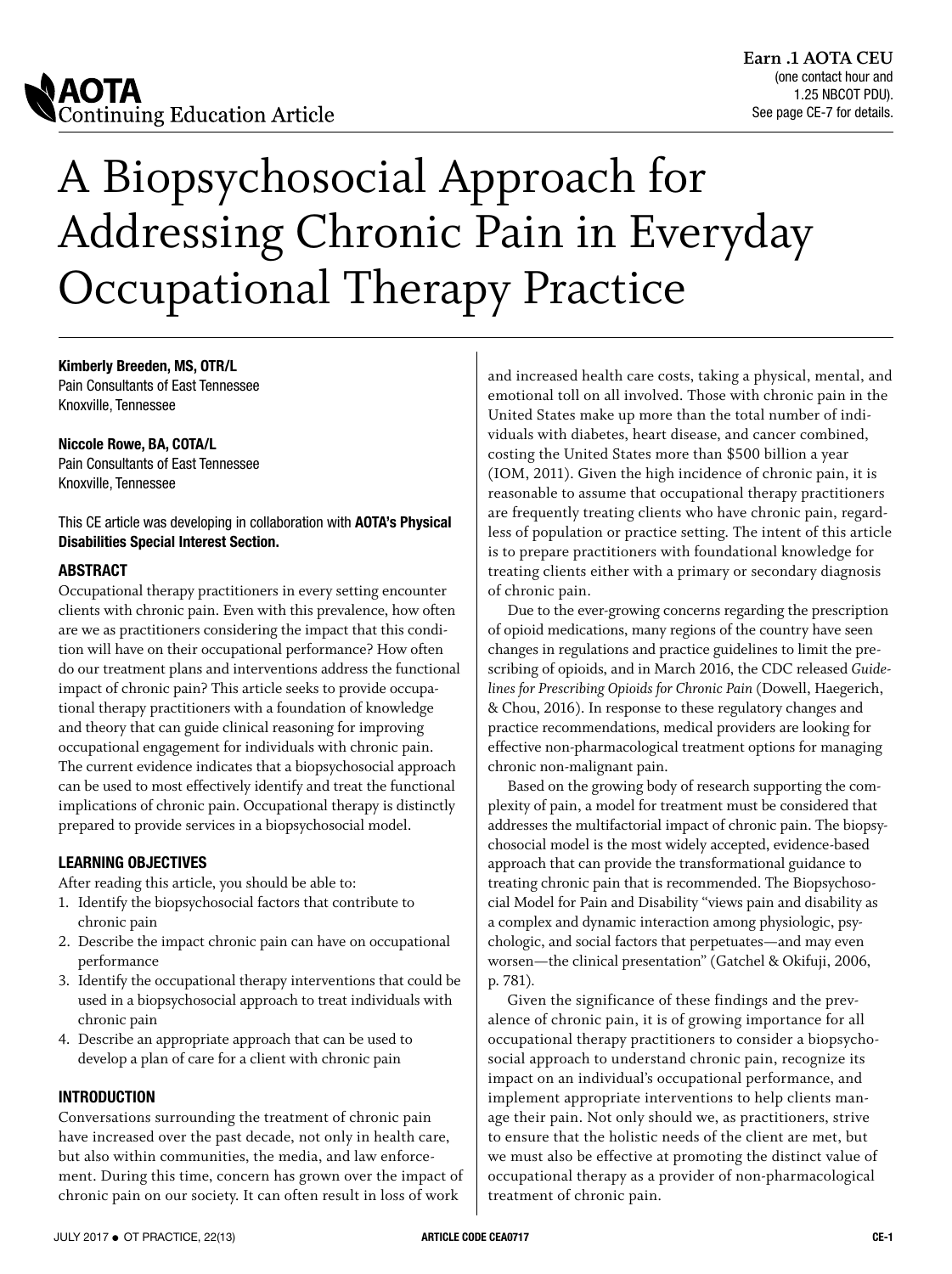AOTA Continuing Education Article

**Earn .1 AOTA CEU**
(one contact hour and 1.25 NBCOT PDU).
See page CE-7 for details.

# A Biopsychosocial Approach for Addressing Chronic Pain in Everyday Occupational Therapy Practice

**Kimberly Breeden, MS, OTR/L**
Pain Consultants of East Tennessee
Knoxville, Tennessee

**Niccole Rowe, BA, COTA/L**
Pain Consultants of East Tennessee
Knoxville, Tennessee

This CE article was developing in collaboration with **AOTA's Physical Disabilities Special Interest Section.**

## ABSTRACT

Occupational therapy practitioners in every setting encounter clients with chronic pain. Even with this prevalence, how often are we as practitioners considering the impact that this condition will have on their occupational performance? How often do our treatment plans and interventions address the functional impact of chronic pain? This article seeks to provide occupational therapy practitioners with a foundation of knowledge and theory that can guide clinical reasoning for improving occupational engagement for individuals with chronic pain. The current evidence indicates that a biopsychosocial approach can be used to most effectively identify and treat the functional implications of chronic pain. Occupational therapy is distinctly prepared to provide services in a biopsychosocial model.

## LEARNING OBJECTIVES

After reading this article, you should be able to:

1. Identify the biopsychosocial factors that contribute to chronic pain
2. Describe the impact chronic pain can have on occupational performance
3. Identify the occupational therapy interventions that could be used in a biopsychosocial approach to treat individuals with chronic pain
4. Describe an appropriate approach that can be used to develop a plan of care for a client with chronic pain

## INTRODUCTION

Conversations surrounding the treatment of chronic pain have increased over the past decade, not only in health care, but also within communities, the media, and law enforcement. During this time, concern has grown over the impact of chronic pain on our society. It can often result in loss of work and increased health care costs, taking a physical, mental, and emotional toll on all involved. Those with chronic pain in the United States make up more than the total number of individuals with diabetes, heart disease, and cancer combined, costing the United States more than $500 billion a year (IOM, 2011). Given the high incidence of chronic pain, it is reasonable to assume that occupational therapy practitioners are frequently treating clients who have chronic pain, regardless of population or practice setting. The intent of this article is to prepare practitioners with foundational knowledge for treating clients either with a primary or secondary diagnosis of chronic pain.

Due to the ever-growing concerns regarding the prescription of opioid medications, many regions of the country have seen changes in regulations and practice guidelines to limit the prescribing of opioids, and in March 2016, the CDC released *Guidelines for Prescribing Opioids for Chronic Pain* (Dowell, Haegerich, & Chou, 2016). In response to these regulatory changes and practice recommendations, medical providers are looking for effective non-pharmacological treatment options for managing chronic non-malignant pain.

Based on the growing body of research supporting the complexity of pain, a model for treatment must be considered that addresses the multifactorial impact of chronic pain. The biopsychosocial model is the most widely accepted, evidence-based approach that can provide the transformational guidance to treating chronic pain that is recommended. The Biopsychosocial Model for Pain and Disability "views pain and disability as a complex and dynamic interaction among physiologic, psychologic, and social factors that perpetuates—and may even worsen—the clinical presentation" (Gatchel & Okifuji, 2006, p. 781).

Given the significance of these findings and the prevalence of chronic pain, it is of growing importance for all occupational therapy practitioners to consider a biopsychosocial approach to understand chronic pain, recognize its impact on an individual's occupational performance, and implement appropriate interventions to help clients manage their pain. Not only should we, as practitioners, strive to ensure that the holistic needs of the client are met, but we must also be effective at promoting the distinct value of occupational therapy as a provider of non-pharmacological treatment of chronic pain.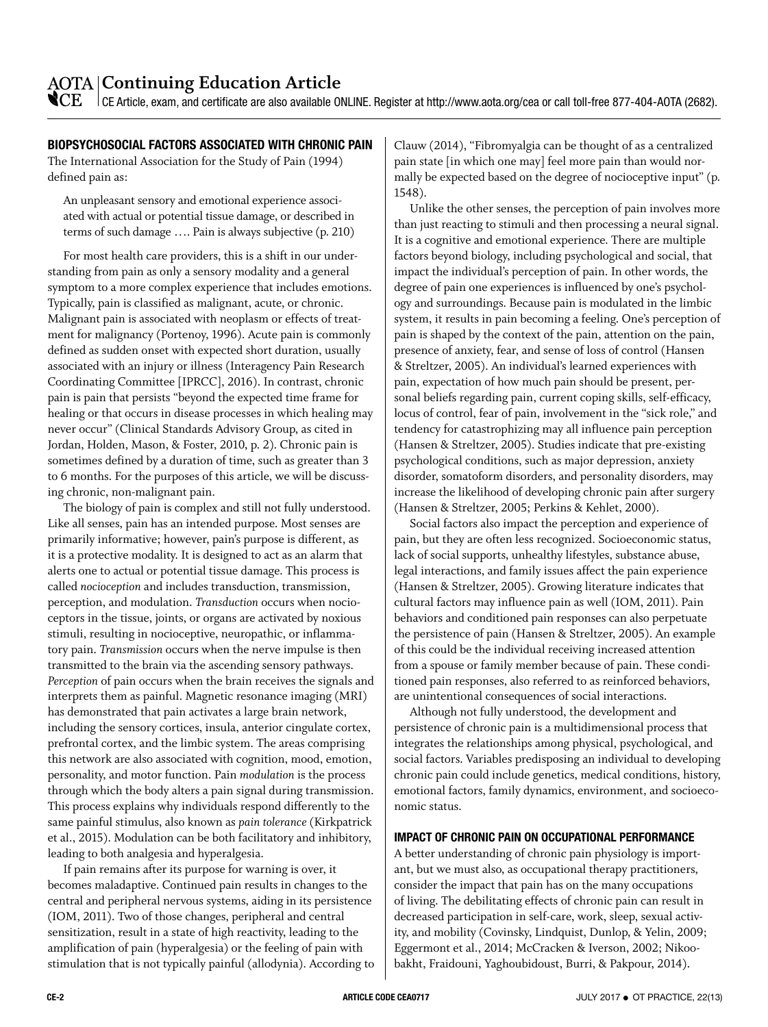## BIOPSYCHOSOCIAL FACTORS ASSOCIATED WITH CHRONIC PAIN

The International Association for the Study of Pain (1994) defined pain as:

> An unpleasant sensory and emotional experience associated with actual or potential tissue damage, or described in terms of such damage …. Pain is always subjective (p. 210)

For most health care providers, this is a shift in our understanding from pain as only a sensory modality and a general symptom to a more complex experience that includes emotions. Typically, pain is classified as malignant, acute, or chronic. Malignant pain is associated with neoplasm or effects of treatment for malignancy (Portenoy, 1996). Acute pain is commonly defined as sudden onset with expected short duration, usually associated with an injury or illness (Interagency Pain Research Coordinating Committee [IPRCC], 2016). In contrast, chronic pain is pain that persists "beyond the expected time frame for healing or that occurs in disease processes in which healing may never occur" (Clinical Standards Advisory Group, as cited in Jordan, Holden, Mason, & Foster, 2010, p. 2). Chronic pain is sometimes defined by a duration of time, such as greater than 3 to 6 months. For the purposes of this article, we will be discussing chronic, non-malignant pain.

The biology of pain is complex and still not fully understood. Like all senses, pain has an intended purpose. Most senses are primarily informative; however, pain's purpose is different, as it is a protective modality. It is designed to act as an alarm that alerts one to actual or potential tissue damage. This process is called *nocioception* and includes transduction, transmission, perception, and modulation. *Transduction* occurs when nocioceptors in the tissue, joints, or organs are activated by noxious stimuli, resulting in nocioceptive, neuropathic, or inflammatory pain. *Transmission* occurs when the nerve impulse is then transmitted to the brain via the ascending sensory pathways. *Perception* of pain occurs when the brain receives the signals and interprets them as painful. Magnetic resonance imaging (MRI) has demonstrated that pain activates a large brain network, including the sensory cortices, insula, anterior cingulate cortex, prefrontal cortex, and the limbic system. The areas comprising this network are also associated with cognition, mood, emotion, personality, and motor function. Pain *modulation* is the process through which the body alters a pain signal during transmission. This process explains why individuals respond differently to the same painful stimulus, also known as *pain tolerance* (Kirkpatrick et al., 2015). Modulation can be both facilitatory and inhibitory, leading to both analgesia and hyperalgesia.

If pain remains after its purpose for warning is over, it becomes maladaptive. Continued pain results in changes to the central and peripheral nervous systems, aiding in its persistence (IOM, 2011). Two of those changes, peripheral and central sensitization, result in a state of high reactivity, leading to the amplification of pain (hyperalgesia) or the feeling of pain with stimulation that is not typically painful (allodynia). According to Clauw (2014), "Fibromyalgia can be thought of as a centralized pain state [in which one may] feel more pain than would normally be expected based on the degree of nocioceptive input" (p. 1548).

Unlike the other senses, the perception of pain involves more than just reacting to stimuli and then processing a neural signal. It is a cognitive and emotional experience. There are multiple factors beyond biology, including psychological and social, that impact the individual's perception of pain. In other words, the degree of pain one experiences is influenced by one's psychology and surroundings. Because pain is modulated in the limbic system, it results in pain becoming a feeling. One's perception of pain is shaped by the context of the pain, attention on the pain, presence of anxiety, fear, and sense of loss of control (Hansen & Streltzer, 2005). An individual's learned experiences with pain, expectation of how much pain should be present, personal beliefs regarding pain, current coping skills, self-efficacy, locus of control, fear of pain, involvement in the "sick role," and tendency for catastrophizing may all influence pain perception (Hansen & Streltzer, 2005). Studies indicate that pre-existing psychological conditions, such as major depression, anxiety disorder, somatoform disorders, and personality disorders, may increase the likelihood of developing chronic pain after surgery (Hansen & Streltzer, 2005; Perkins & Kehlet, 2000).

Social factors also impact the perception and experience of pain, but they are often less recognized. Socioeconomic status, lack of social supports, unhealthy lifestyles, substance abuse, legal interactions, and family issues affect the pain experience (Hansen & Streltzer, 2005). Growing literature indicates that cultural factors may influence pain as well (IOM, 2011). Pain behaviors and conditioned pain responses can also perpetuate the persistence of pain (Hansen & Streltzer, 2005). An example of this could be the individual receiving increased attention from a spouse or family member because of pain. These conditioned pain responses, also referred to as reinforced behaviors, are unintentional consequences of social interactions.

Although not fully understood, the development and persistence of chronic pain is a multidimensional process that integrates the relationships among physical, psychological, and social factors. Variables predisposing an individual to developing chronic pain could include genetics, medical conditions, history, emotional factors, family dynamics, environment, and socioeconomic status.

## IMPACT OF CHRONIC PAIN ON OCCUPATIONAL PERFORMANCE

A better understanding of chronic pain physiology is important, but we must also, as occupational therapy practitioners, consider the impact that pain has on the many occupations of living. The debilitating effects of chronic pain can result in decreased participation in self-care, work, sleep, sexual activity, and mobility (Covinsky, Lindquist, Dunlop, & Yelin, 2009; Eggermont et al., 2014; McCracken & Iverson, 2002; Nikoobakht, Fraidouni, Yaghoubidoust, Burri, & Pakpour, 2014).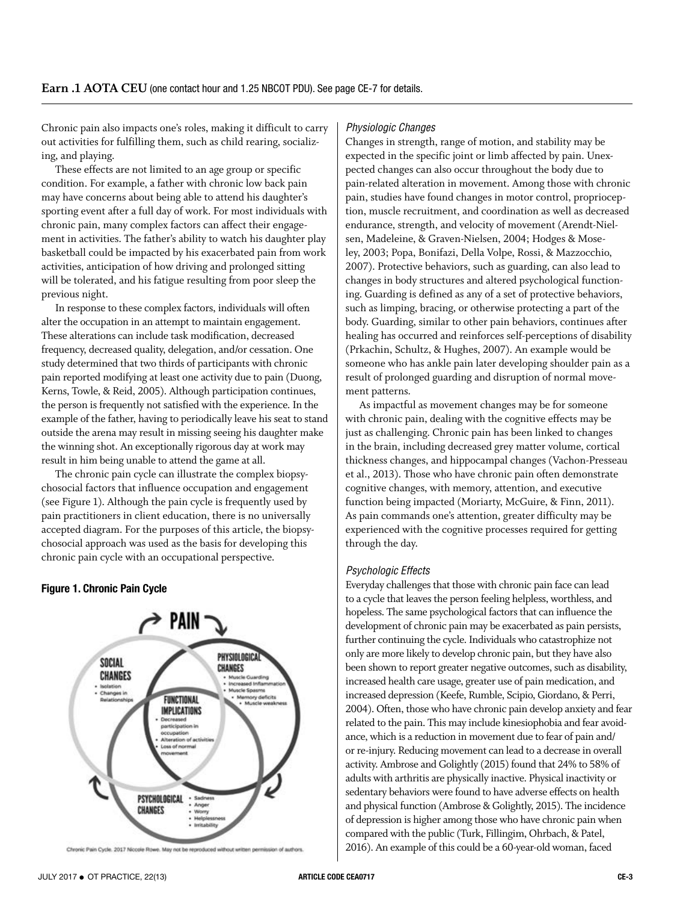Chronic pain also impacts one's roles, making it difficult to carry out activities for fulfilling them, such as child rearing, socializing, and playing.

These effects are not limited to an age group or specific condition. For example, a father with chronic low back pain may have concerns about being able to attend his daughter's sporting event after a full day of work. For most individuals with chronic pain, many complex factors can affect their engagement in activities. The father's ability to watch his daughter play basketball could be impacted by his exacerbated pain from work activities, anticipation of how driving and prolonged sitting will be tolerated, and his fatigue resulting from poor sleep the previous night.

In response to these complex factors, individuals will often alter the occupation in an attempt to maintain engagement. These alterations can include task modification, decreased frequency, decreased quality, delegation, and/or cessation. One study determined that two thirds of participants with chronic pain reported modifying at least one activity due to pain (Duong, Kerns, Towle, & Reid, 2005). Although participation continues, the person is frequently not satisfied with the experience. In the example of the father, having to periodically leave his seat to stand outside the arena may result in missing seeing his daughter make the winning shot. An exceptionally rigorous day at work may result in him being unable to attend the game at all.

The chronic pain cycle can illustrate the complex biopsychosocial factors that influence occupation and engagement (see Figure 1). Although the pain cycle is frequently used by pain practitioners in client education, there is no universally accepted diagram. For the purposes of this article, the biopsychosocial approach was used as the basis for developing this chronic pain cycle with an occupational perspective.

**Figure 1. Chronic Pain Cycle**

Chronic Pain Cycle. 2017 Niccole Rowe. May not be reproduced without written permission of authors.

*Physiologic Changes*

Changes in strength, range of motion, and stability may be expected in the specific joint or limb affected by pain. Unexpected changes can also occur throughout the body due to pain-related alteration in movement. Among those with chronic pain, studies have found changes in motor control, proprioception, muscle recruitment, and coordination as well as decreased endurance, strength, and velocity of movement (Arendt-Nielsen, Madeleine, & Graven-Nielsen, 2004; Hodges & Moseley, 2003; Popa, Bonifazi, Della Volpe, Rossi, & Mazzocchio, 2007). Protective behaviors, such as guarding, can also lead to changes in body structures and altered psychological functioning. Guarding is defined as any of a set of protective behaviors, such as limping, bracing, or otherwise protecting a part of the body. Guarding, similar to other pain behaviors, continues after healing has occurred and reinforces self-perceptions of disability (Prkachin, Schultz, & Hughes, 2007). An example would be someone who has ankle pain later developing shoulder pain as a result of prolonged guarding and disruption of normal movement patterns.

As impactful as movement changes may be for someone with chronic pain, dealing with the cognitive effects may be just as challenging. Chronic pain has been linked to changes in the brain, including decreased grey matter volume, cortical thickness changes, and hippocampal changes (Vachon-Presseau et al., 2013). Those who have chronic pain often demonstrate cognitive changes, with memory, attention, and executive function being impacted (Moriarty, McGuire, & Finn, 2011). As pain commands one's attention, greater difficulty may be experienced with the cognitive processes required for getting through the day.

*Psychologic Effects*

Everyday challenges that those with chronic pain face can lead to a cycle that leaves the person feeling helpless, worthless, and hopeless. The same psychological factors that can influence the development of chronic pain may be exacerbated as pain persists, further continuing the cycle. Individuals who catastrophize not only are more likely to develop chronic pain, but they have also been shown to report greater negative outcomes, such as disability, increased health care usage, greater use of pain medication, and increased depression (Keefe, Rumble, Scipio, Giordano, & Perri, 2004). Often, those who have chronic pain develop anxiety and fear related to the pain. This may include kinesiophobia and fear avoidance, which is a reduction in movement due to fear of pain and/or re-injury. Reducing movement can lead to a decrease in overall activity. Ambrose and Golightly (2015) found that 24% to 58% of adults with arthritis are physically inactive. Physical inactivity or sedentary behaviors were found to have adverse effects on health and physical function (Ambrose & Golightly, 2015). The incidence of depression is higher among those who have chronic pain when compared with the public (Turk, Fillingim, Ohrbach, & Patel, 2016). An example of this could be a 60-year-old woman, faced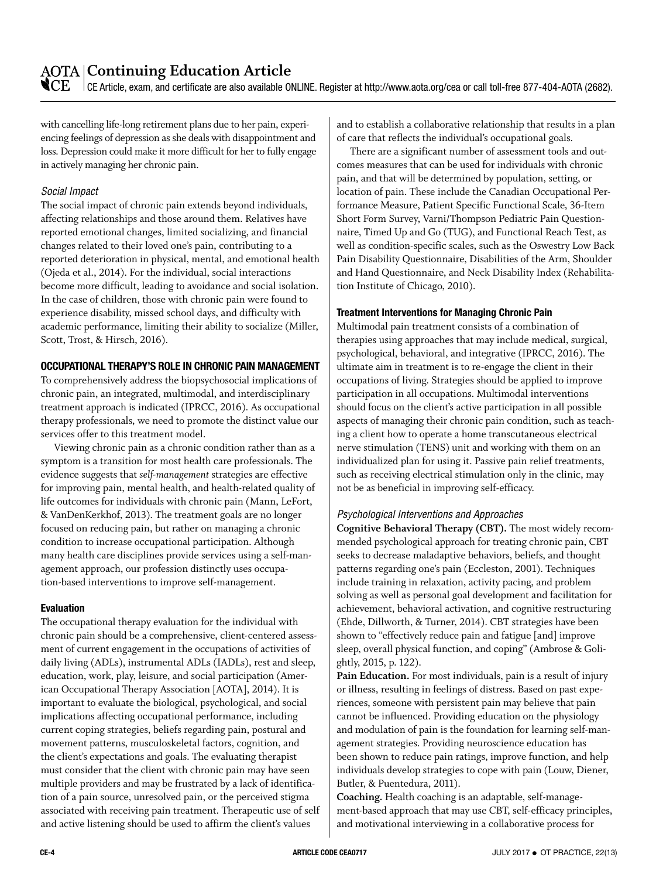with cancelling life-long retirement plans due to her pain, experiencing feelings of depression as she deals with disappointment and loss. Depression could make it more difficult for her to fully engage in actively managing her chronic pain.

### *Social Impact*

The social impact of chronic pain extends beyond individuals, affecting relationships and those around them. Relatives have reported emotional changes, limited socializing, and financial changes related to their loved one's pain, contributing to a reported deterioration in physical, mental, and emotional health (Ojeda et al., 2014). For the individual, social interactions become more difficult, leading to avoidance and social isolation. In the case of children, those with chronic pain were found to experience disability, missed school days, and difficulty with academic performance, limiting their ability to socialize (Miller, Scott, Trost, & Hirsch, 2016).

## OCCUPATIONAL THERAPY'S ROLE IN CHRONIC PAIN MANAGEMENT

To comprehensively address the biopsychosocial implications of chronic pain, an integrated, multimodal, and interdisciplinary treatment approach is indicated (IPRCC, 2016). As occupational therapy professionals, we need to promote the distinct value our services offer to this treatment model.

Viewing chronic pain as a chronic condition rather than as a symptom is a transition for most health care professionals. The evidence suggests that *self-management* strategies are effective for improving pain, mental health, and health-related quality of life outcomes for individuals with chronic pain (Mann, LeFort, & VanDenKerkhof, 2013). The treatment goals are no longer focused on reducing pain, but rather on managing a chronic condition to increase occupational participation. Although many health care disciplines provide services using a self-management approach, our profession distinctly uses occupation-based interventions to improve self-management.

### Evaluation

The occupational therapy evaluation for the individual with chronic pain should be a comprehensive, client-centered assessment of current engagement in the occupations of activities of daily living (ADLs), instrumental ADLs (IADLs), rest and sleep, education, work, play, leisure, and social participation (American Occupational Therapy Association [AOTA], 2014). It is important to evaluate the biological, psychological, and social implications affecting occupational performance, including current coping strategies, beliefs regarding pain, postural and movement patterns, musculoskeletal factors, cognition, and the client's expectations and goals. The evaluating therapist must consider that the client with chronic pain may have seen multiple providers and may be frustrated by a lack of identification of a pain source, unresolved pain, or the perceived stigma associated with receiving pain treatment. Therapeutic use of self and active listening should be used to affirm the client's values and to establish a collaborative relationship that results in a plan of care that reflects the individual's occupational goals.

There are a significant number of assessment tools and outcomes measures that can be used for individuals with chronic pain, and that will be determined by population, setting, or location of pain. These include the Canadian Occupational Performance Measure, Patient Specific Functional Scale, 36-Item Short Form Survey, Varni/Thompson Pediatric Pain Questionnaire, Timed Up and Go (TUG), and Functional Reach Test, as well as condition-specific scales, such as the Oswestry Low Back Pain Disability Questionnaire, Disabilities of the Arm, Shoulder and Hand Questionnaire, and Neck Disability Index (Rehabilitation Institute of Chicago, 2010).

### Treatment Interventions for Managing Chronic Pain

Multimodal pain treatment consists of a combination of therapies using approaches that may include medical, surgical, psychological, behavioral, and integrative (IPRCC, 2016). The ultimate aim in treatment is to re-engage the client in their occupations of living. Strategies should be applied to improve participation in all occupations. Multimodal interventions should focus on the client's active participation in all possible aspects of managing their chronic pain condition, such as teaching a client how to operate a home transcutaneous electrical nerve stimulation (TENS) unit and working with them on an individualized plan for using it. Passive pain relief treatments, such as receiving electrical stimulation only in the clinic, may not be as beneficial in improving self-efficacy.

#### *Psychological Interventions and Approaches*

**Cognitive Behavioral Therapy (CBT).** The most widely recommended psychological approach for treating chronic pain, CBT seeks to decrease maladaptive behaviors, beliefs, and thought patterns regarding one's pain (Eccleston, 2001). Techniques include training in relaxation, activity pacing, and problem solving as well as personal goal development and facilitation for achievement, behavioral activation, and cognitive restructuring (Ehde, Dillworth, & Turner, 2014). CBT strategies have been shown to "effectively reduce pain and fatigue [and] improve sleep, overall physical function, and coping" (Ambrose & Golightly, 2015, p. 122).

**Pain Education.** For most individuals, pain is a result of injury or illness, resulting in feelings of distress. Based on past experiences, someone with persistent pain may believe that pain cannot be influenced. Providing education on the physiology and modulation of pain is the foundation for learning self-management strategies. Providing neuroscience education has been shown to reduce pain ratings, improve function, and help individuals develop strategies to cope with pain (Louw, Diener, Butler, & Puentedura, 2011).

**Coaching.** Health coaching is an adaptable, self-management-based approach that may use CBT, self-efficacy principles, and motivational interviewing in a collaborative process for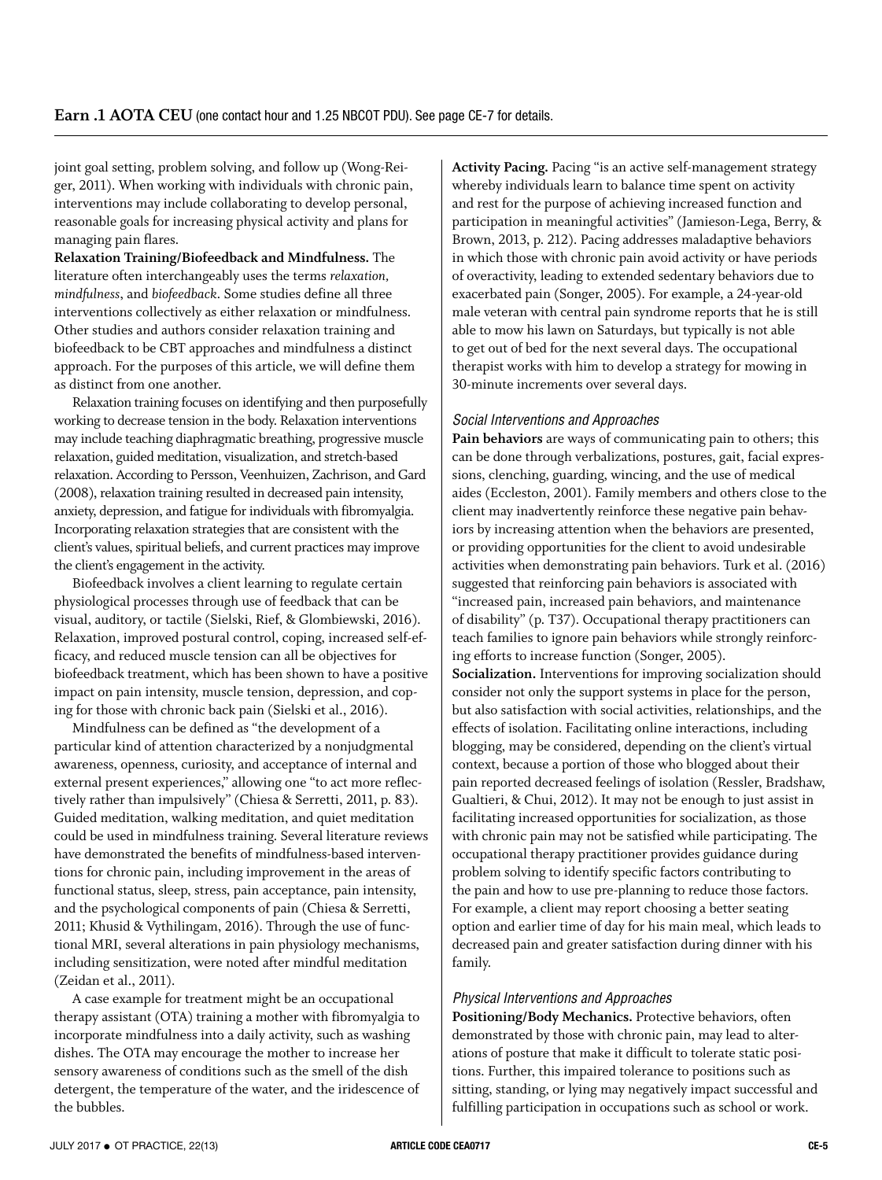joint goal setting, problem solving, and follow up (Wong-Reiger, 2011). When working with individuals with chronic pain, interventions may include collaborating to develop personal, reasonable goals for increasing physical activity and plans for managing pain flares.

**Relaxation Training/Biofeedback and Mindfulness.** The literature often interchangeably uses the terms *relaxation, mindfulness*, and *biofeedback*. Some studies define all three interventions collectively as either relaxation or mindfulness. Other studies and authors consider relaxation training and biofeedback to be CBT approaches and mindfulness a distinct approach. For the purposes of this article, we will define them as distinct from one another.

Relaxation training focuses on identifying and then purposefully working to decrease tension in the body. Relaxation interventions may include teaching diaphragmatic breathing, progressive muscle relaxation, guided meditation, visualization, and stretch-based relaxation. According to Persson, Veenhuizen, Zachrison, and Gard (2008), relaxation training resulted in decreased pain intensity, anxiety, depression, and fatigue for individuals with fibromyalgia. Incorporating relaxation strategies that are consistent with the client's values, spiritual beliefs, and current practices may improve the client's engagement in the activity.

Biofeedback involves a client learning to regulate certain physiological processes through use of feedback that can be visual, auditory, or tactile (Sielski, Rief, & Glombiewski, 2016). Relaxation, improved postural control, coping, increased self-efficacy, and reduced muscle tension can all be objectives for biofeedback treatment, which has been shown to have a positive impact on pain intensity, muscle tension, depression, and coping for those with chronic back pain (Sielski et al., 2016).

Mindfulness can be defined as "the development of a particular kind of attention characterized by a nonjudgmental awareness, openness, curiosity, and acceptance of internal and external present experiences," allowing one "to act more reflectively rather than impulsively" (Chiesa & Serretti, 2011, p. 83). Guided meditation, walking meditation, and quiet meditation could be used in mindfulness training. Several literature reviews have demonstrated the benefits of mindfulness-based interventions for chronic pain, including improvement in the areas of functional status, sleep, stress, pain acceptance, pain intensity, and the psychological components of pain (Chiesa & Serretti, 2011; Khusid & Vythilingam, 2016). Through the use of functional MRI, several alterations in pain physiology mechanisms, including sensitization, were noted after mindful meditation (Zeidan et al., 2011).

A case example for treatment might be an occupational therapy assistant (OTA) training a mother with fibromyalgia to incorporate mindfulness into a daily activity, such as washing dishes. The OTA may encourage the mother to increase her sensory awareness of conditions such as the smell of the dish detergent, the temperature of the water, and the iridescence of the bubbles.

**Activity Pacing.** Pacing "is an active self-management strategy whereby individuals learn to balance time spent on activity and rest for the purpose of achieving increased function and participation in meaningful activities" (Jamieson-Lega, Berry, & Brown, 2013, p. 212). Pacing addresses maladaptive behaviors in which those with chronic pain avoid activity or have periods of overactivity, leading to extended sedentary behaviors due to exacerbated pain (Songer, 2005). For example, a 24-year-old male veteran with central pain syndrome reports that he is still able to mow his lawn on Saturdays, but typically is not able to get out of bed for the next several days. The occupational therapist works with him to develop a strategy for mowing in 30-minute increments over several days.

### *Social Interventions and Approaches*

**Pain behaviors** are ways of communicating pain to others; this can be done through verbalizations, postures, gait, facial expressions, clenching, guarding, wincing, and the use of medical aides (Eccleston, 2001). Family members and others close to the client may inadvertently reinforce these negative pain behaviors by increasing attention when the behaviors are presented, or providing opportunities for the client to avoid undesirable activities when demonstrating pain behaviors. Turk et al. (2016) suggested that reinforcing pain behaviors is associated with "increased pain, increased pain behaviors, and maintenance of disability" (p. T37). Occupational therapy practitioners can teach families to ignore pain behaviors while strongly reinforcing efforts to increase function (Songer, 2005).

**Socialization.** Interventions for improving socialization should consider not only the support systems in place for the person, but also satisfaction with social activities, relationships, and the effects of isolation. Facilitating online interactions, including blogging, may be considered, depending on the client's virtual context, because a portion of those who blogged about their pain reported decreased feelings of isolation (Ressler, Bradshaw, Gualtieri, & Chui, 2012). It may not be enough to just assist in facilitating increased opportunities for socialization, as those with chronic pain may not be satisfied while participating. The occupational therapy practitioner provides guidance during problem solving to identify specific factors contributing to the pain and how to use pre-planning to reduce those factors. For example, a client may report choosing a better seating option and earlier time of day for his main meal, which leads to decreased pain and greater satisfaction during dinner with his family.

### *Physical Interventions and Approaches*

**Positioning/Body Mechanics.** Protective behaviors, often demonstrated by those with chronic pain, may lead to alterations of posture that make it difficult to tolerate static positions. Further, this impaired tolerance to positions such as sitting, standing, or lying may negatively impact successful and fulfilling participation in occupations such as school or work.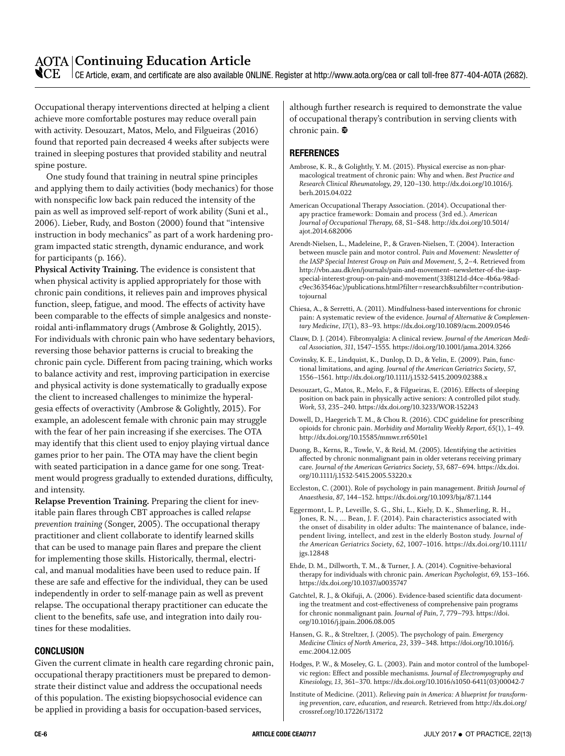Occupational therapy interventions directed at helping a client achieve more comfortable postures may reduce overall pain with activity. Desouzart, Matos, Melo, and Filgueiras (2016) found that reported pain decreased 4 weeks after subjects were trained in sleeping postures that provided stability and neutral spine posture.

One study found that training in neutral spine principles and applying them to daily activities (body mechanics) for those with nonspecific low back pain reduced the intensity of the pain as well as improved self-report of work ability (Suni et al., 2006). Lieber, Rudy, and Boston (2000) found that "intensive instruction in body mechanics" as part of a work hardening program impacted static strength, dynamic endurance, and work for participants (p. 166).

**Physical Activity Training.** The evidence is consistent that when physical activity is applied appropriately for those with chronic pain conditions, it relieves pain and improves physical function, sleep, fatigue, and mood. The effects of activity have been comparable to the effects of simple analgesics and nonsteroidal anti-inflammatory drugs (Ambrose & Golightly, 2015). For individuals with chronic pain who have sedentary behaviors, reversing those behavior patterns is crucial to breaking the chronic pain cycle. Different from pacing training, which works to balance activity and rest, improving participation in exercise and physical activity is done systematically to gradually expose the client to increased challenges to minimize the hyperalgesia effects of overactivity (Ambrose & Golightly, 2015). For example, an adolescent female with chronic pain may struggle with the fear of her pain increasing if she exercises. The OTA may identify that this client used to enjoy playing virtual dance games prior to her pain. The OTA may have the client begin with seated participation in a dance game for one song. Treatment would progress gradually to extended durations, difficulty, and intensity.

**Relapse Prevention Training.** Preparing the client for inevitable pain flares through CBT approaches is called *relapse prevention training* (Songer, 2005). The occupational therapy practitioner and client collaborate to identify learned skills that can be used to manage pain flares and prepare the client for implementing those skills. Historically, thermal, electrical, and manual modalities have been used to reduce pain. If these are safe and effective for the individual, they can be used independently in order to self-manage pain as well as prevent relapse. The occupational therapy practitioner can educate the client to the benefits, safe use, and integration into daily routines for these modalities.

## CONCLUSION

Given the current climate in health care regarding chronic pain, occupational therapy practitioners must be prepared to demonstrate their distinct value and address the occupational needs of this population. The existing biopsychosocial evidence can be applied in providing a basis for occupation-based services, although further research is required to demonstrate the value of occupational therapy's contribution in serving clients with chronic pain.

## REFERENCES

Ambrose, K. R., & Golightly, Y. M. (2015). Physical exercise as non-pharmacological treatment of chronic pain: Why and when. *Best Practice and Research Clinical Rheumatology, 29*, 120–130. http://dx.doi.org/10.1016/j.berh.2015.04.022

American Occupational Therapy Association. (2014). Occupational therapy practice framework: Domain and process (3rd ed.). *American Journal of Occupational Therapy, 68*, S1–S48. http://dx.doi.org/10.5014/ajot.2014.682006

Arendt-Nielsen, L., Madeleine, P., & Graven-Nielsen, T. (2004). Interaction between muscle pain and motor control. *Pain and Movement: Newsletter of the IASP Special Interest Group on Pain and Movement, 5*, 2–4. Retrieved from http://vbn.aau.dk/en/journals/pain-and-movement--newsletter-of-the-iasp-special-interest-group-on-pain-and-movement(33f8121d-d4ce-4b6a-98ad-c9ec363546ac)/publications.html?filter=research&subfilter=contributiontojournal

Chiesa, A., & Serretti, A. (2011). Mindfulness-based interventions for chronic pain: A systematic review of the evidence. *Journal of Alternative & Complementary Medicine, 17*(1), 83–93. https://dx.doi.org/10.1089/acm.2009.0546

Clauw, D. J. (2014). Fibromyalgia: A clinical review. *Journal of the American Medical Association, 311*, 1547–1555. https://doi.org/10.1001/jama.2014.3266

Covinsky, K. E., Lindquist, K., Dunlop, D. D., & Yelin, E. (2009). Pain, functional limitations, and aging. *Journal of the American Geriatrics Society, 57*, 1556–1561. http://dx.doi.org/10.1111/j.1532-5415.2009.02388.x

Desouzart, G., Matos, R., Melo, F., & Filgueiras, E. (2016). Effects of sleeping position on back pain in physically active seniors: A controlled pilot study. *Work, 53*, 235–240. https://dx.doi.org/10.3233/WOR-152243

Dowell, D., Haegerich T. M., & Chou R. (2016). CDC guideline for prescribing opioids for chronic pain. *Morbidity and Mortality Weekly Report, 65*(1), 1–49. http://dx.doi.org/10.15585/mmwr.rr6501e1

Duong, B., Kerns, R., Towle, V., & Reid, M. (2005). Identifying the activities affected by chronic nonmalignant pain in older veterans receiving primary care. *Journal of the American Geriatrics Society, 53*, 687–694. https://dx.doi.org/10.1111/j.1532-5415.2005.53220.x

Eccleston, C. (2001). Role of psychology in pain management. *British Journal of Anaesthesia, 87*, 144–152. https://dx.doi.org/10.1093/bja/87.1.144

Eggermont, L. P., Leveille, S. G., Shi, L., Kiely, D. K., Shmerling, R. H., Jones, R. N., … Bean, J. F. (2014). Pain characteristics associated with the onset of disability in older adults: The maintenance of balance, independent living, intellect, and zest in the elderly Boston study. *Journal of the American Geriatrics Society, 62*, 1007–1016. https://dx.doi.org/10.1111/jgs.12848

Ehde, D. M., Dillworth, T. M., & Turner, J. A. (2014). Cognitive-behavioral therapy for individuals with chronic pain. *American Psychologist, 69*, 153–166. https://dx.doi.org/10.1037/a0035747

Gatchel, R. J., & Okifuji, A. (2006). Evidence-based scientific data documenting the treatment and cost-effectiveness of comprehensive pain programs for chronic nonmalignant pain. *Journal of Pain, 7*, 779–793. https://doi.org/10.1016/j.jpain.2006.08.005

Hansen, G. R., & Streltzer, J. (2005). The psychology of pain. *Emergency Medicine Clinics of North America, 23*, 339–348. https://doi.org/10.1016/j.emc.2004.12.005

Hodges, P. W., & Moseley, G. L. (2003). Pain and motor control of the lumbopelvic region: Effect and possible mechanisms. *Journal of Electromyography and Kinesiology, 13*, 361–370. https://dx.doi.org/10.1016/s1050-6411(03)00042-7

Institute of Medicine. (2011). *Relieving pain in America: A blueprint for transforming prevention, care, education, and research.* Retrieved from http://dx.doi.org/crossref.org/10.17226/13172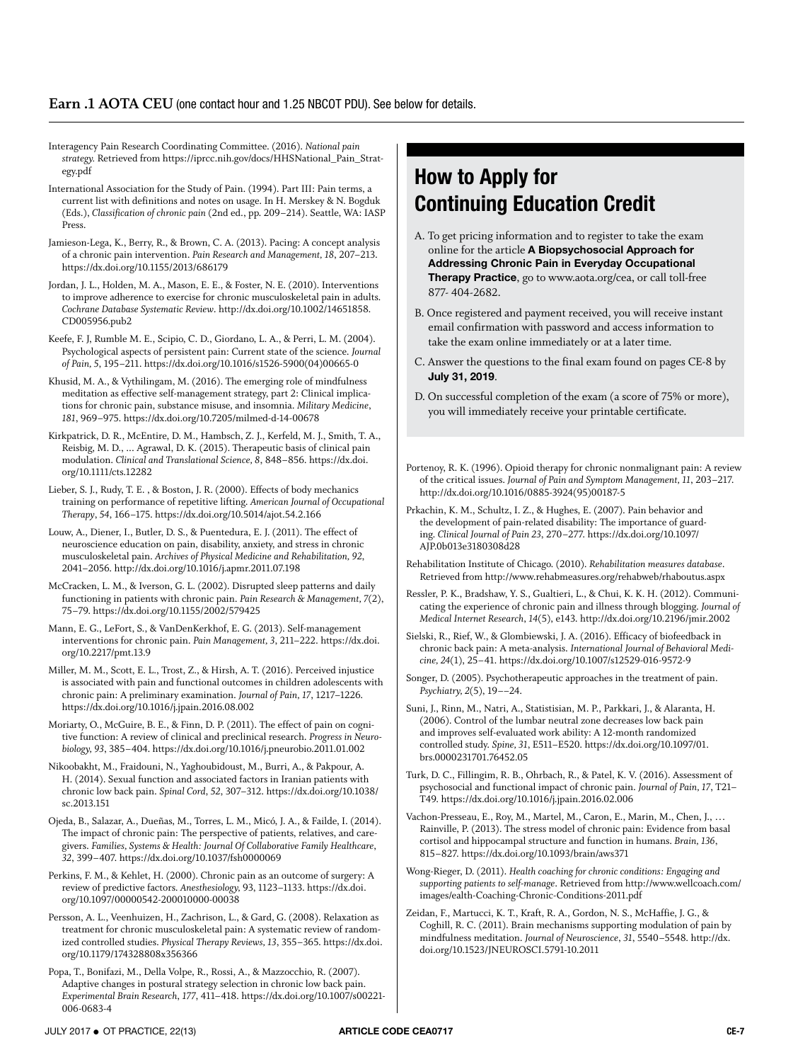Interagency Pain Research Coordinating Committee. (2016). *National pain strategy.* Retrieved from https://iprcc.nih.gov/docs/HHSNational_Pain_Strategy.pdf

International Association for the Study of Pain. (1994). Part III: Pain terms, a current list with definitions and notes on usage. In H. Merskey & N. Bogduk (Eds.), *Classification of chronic pain* (2nd ed., pp. 209–214). Seattle, WA: IASP Press.

Jamieson-Lega, K., Berry, R., & Brown, C. A. (2013). Pacing: A concept analysis of a chronic pain intervention. *Pain Research and Management, 18*, 207–213. https://dx.doi.org/10.1155/2013/686179

Jordan, J. L., Holden, M. A., Mason, E. E., & Foster, N. E. (2010). Interventions to improve adherence to exercise for chronic musculoskeletal pain in adults. *Cochrane Database Systematic Review*. http://dx.doi.org/10.1002/14651858.CD005956.pub2

Keefe, F. J, Rumble M. E., Scipio, C. D., Giordano, L. A., & Perri, L. M. (2004). Psychological aspects of persistent pain: Current state of the science. *Journal of Pain, 5*, 195–211. https://dx.doi.org/10.1016/s1526-5900(04)00665-0

Khusid, M. A., & Vythilingam, M. (2016). The emerging role of mindfulness meditation as effective self-management strategy, part 2: Clinical implications for chronic pain, substance misuse, and insomnia. *Military Medicine*, *181*, 969–975. https://dx.doi.org/10.7205/milmed-d-14-00678

Kirkpatrick, D. R., McEntire, D. M., Hambsch, Z. J., Kerfeld, M. J., Smith, T. A., Reisbig, M. D., ... Agrawal, D. K. (2015). Therapeutic basis of clinical pain modulation. *Clinical and Translational Science, 8*, 848–856. https://dx.doi.org/10.1111/cts.12282

Lieber, S. J., Rudy, T. E. , & Boston, J. R. (2000). Effects of body mechanics training on performance of repetitive lifting. *American Journal of Occupational Therapy*, *54*, 166–175. https://dx.doi.org/10.5014/ajot.54.2.166

Louw, A., Diener, I., Butler, D. S., & Puentedura, E. J. (2011). The effect of neuroscience education on pain, disability, anxiety, and stress in chronic musculoskeletal pain. *Archives of Physical Medicine and Rehabilitation, 92*, 2041–2056. http://dx.doi.org/10.1016/j.apmr.2011.07.198

McCracken, L. M., & Iverson, G. L. (2002). Disrupted sleep patterns and daily functioning in patients with chronic pain. *Pain Research & Management, 7*(2), 75–79. https://dx.doi.org/10.1155/2002/579425

Mann, E. G., LeFort, S., & VanDenKerkhof, E. G. (2013). Self-management interventions for chronic pain. *Pain Management, 3*, 211–222. https://dx.doi.org/10.2217/pmt.13.9

Miller, M. M., Scott, E. L., Trost, Z., & Hirsh, A. T. (2016). Perceived injustice is associated with pain and functional outcomes in children adolescents with chronic pain: A preliminary examination. *Journal of Pain*, *17*, 1217–1226. https://dx.doi.org/10.1016/j.jpain.2016.08.002

Moriarty, O., McGuire, B. E., & Finn, D. P. (2011). The effect of pain on cognitive function: A review of clinical and preclinical research. *Progress in Neurobiology, 93*, 385–404. https://dx.doi.org/10.1016/j.pneurobio.2011.01.002

Nikoobakht, M., Fraidouni, N., Yaghoubidoust, M., Burri, A., & Pakpour, A. H. (2014). Sexual function and associated factors in Iranian patients with chronic low back pain. *Spinal Cord*, *52*, 307–312. https://dx.doi.org/10.1038/sc.2013.151

Ojeda, B., Salazar, A., Dueñas, M., Torres, L. M., Micó, J. A., & Failde, I. (2014). The impact of chronic pain: The perspective of patients, relatives, and caregivers. *Families, Systems & Health: Journal Of Collaborative Family Healthcare*, *32*, 399–407. https://dx.doi.org/10.1037/fsh0000069

Perkins, F. M., & Kehlet, H. (2000). Chronic pain as an outcome of surgery: A review of predictive factors. *Anesthesiology,* 93, 1123–1133. https://dx.doi.org/10.1097/00000542-200010000-00038

Persson, A. L., Veenhuizen, H., Zachrison, L., & Gard, G. (2008). Relaxation as treatment for chronic musculoskeletal pain: A systematic review of randomized controlled studies. *Physical Therapy Reviews*, *13*, 355–365. https://dx.doi.org/10.1179/174328808x356366

Popa, T., Bonifazi, M., Della Volpe, R., Rossi, A., & Mazzocchio, R. (2007). Adaptive changes in postural strategy selection in chronic low back pain. *Experimental Brain Research*, *177*, 411–418. https://dx.doi.org/10.1007/s00221-006-0683-4

## How to Apply for Continuing Education Credit

A. To get pricing information and to register to take the exam online for the article **A Biopsychosocial Approach for Addressing Chronic Pain in Everyday Occupational Therapy Practice**, go to www.aota.org/cea, or call toll-free 877- 404-2682.

B. Once registered and payment received, you will receive instant email confirmation with password and access information to take the exam online immediately or at a later time.

C. Answer the questions to the final exam found on pages CE-8 by **July 31, 2019**.

D. On successful completion of the exam (a score of 75% or more), you will immediately receive your printable certificate.

Portenoy, R. K. (1996). Opioid therapy for chronic nonmalignant pain: A review of the critical issues. *Journal of Pain and Symptom Management*, *11*, 203–217. http://dx.doi.org/10.1016/0885-3924(95)00187-5

Prkachin, K. M., Schultz, I. Z., & Hughes, E. (2007). Pain behavior and the development of pain-related disability: The importance of guarding. *Clinical Journal of Pain 23*, 270–277. https://dx.doi.org/10.1097/AJP.0b013e3180308d28

Rehabilitation Institute of Chicago. (2010). *Rehabilitation measures database*. Retrieved from http://www.rehabmeasures.org/rehabweb/rhaboutus.aspx

Ressler, P. K., Bradshaw, Y. S., Gualtieri, L., & Chui, K. K. H. (2012). Communicating the experience of chronic pain and illness through blogging. *Journal of Medical Internet Research*, *14*(5), e143. http://dx.doi.org/10.2196/jmir.2002

Sielski, R., Rief, W., & Glombiewski, J. A. (2016). Efficacy of biofeedback in chronic back pain: A meta-analysis. *International Journal of Behavioral Medicine, 24*(1), 25–41. https://dx.doi.org/10.1007/s12529-016-9572-9

Songer, D. (2005). Psychotherapeutic approaches in the treatment of pain. *Psychiatry, 2*(5), 19––24.

Suni, J., Rinn, M., Natri, A., Statistisian, M. P., Parkkari, J., & Alaranta, H. (2006). Control of the lumbar neutral zone decreases low back pain and improves self-evaluated work ability: A 12-month randomized controlled study. *Spine, 31*, E511–E520. https://dx.doi.org/10.1097/01.brs.0000231701.76452.05

Turk, D. C., Fillingim, R. B., Ohrbach, R., & Patel, K. V. (2016). Assessment of psychosocial and functional impact of chronic pain. *Journal of Pain*, *17*, T21–T49. https://dx.doi.org/10.1016/j.jpain.2016.02.006

Vachon-Presseau, E., Roy, M., Martel, M., Caron, E., Marin, M., Chen, J., … Rainville, P. (2013). The stress model of chronic pain: Evidence from basal cortisol and hippocampal structure and function in humans. *Brain*, *136*, 815–827. https://dx.doi.org/10.1093/brain/aws371

Wong-Rieger, D. (2011). *Health coaching for chronic conditions: Engaging and supporting patients to self-manage*. Retrieved from http://www.wellcoach.com/images/ealth-Coaching-Chronic-Conditions-2011.pdf

Zeidan, F., Martucci, K. T., Kraft, R. A., Gordon, N. S., McHaffie, J. G., & Coghill, R. C. (2011). Brain mechanisms supporting modulation of pain by mindfulness meditation. *Journal of Neuroscience*, *31*, 5540–5548. http://dx.doi.org/10.1523/JNEUROSCI.5791-10.2011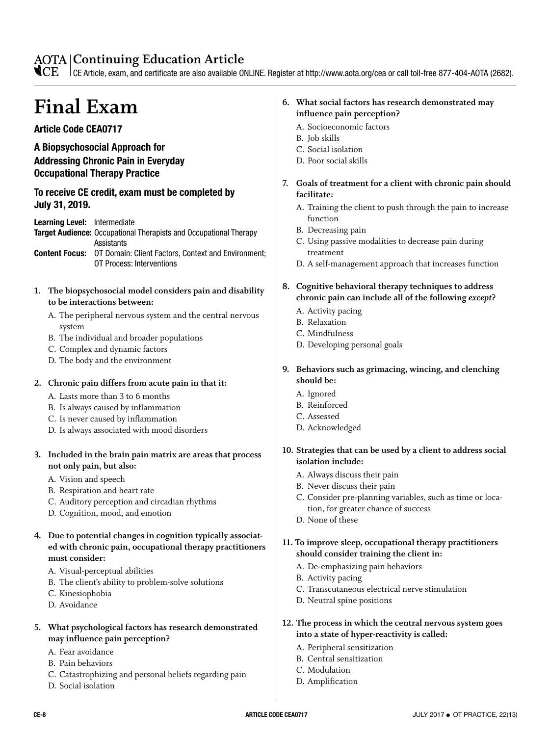AOTA CE | **Continuing Education Article**

CE Article, exam, and certificate are also available ONLINE. Register at http://www.aota.org/cea or call toll-free 877-404-AOTA (2682).

# Final Exam

### Article Code CEA0717

### A Biopsychosocial Approach for Addressing Chronic Pain in Everyday Occupational Therapy Practice

### To receive CE credit, exam must be completed by July 31, 2019.

**Learning Level:** Intermediate
**Target Audience:** Occupational Therapists and Occupational Therapy Assistants
**Content Focus:** OT Domain: Client Factors, Context and Environment; OT Process: Interventions

1. **The biopsychosocial model considers pain and disability to be interactions between:**
   - A. The peripheral nervous system and the central nervous system
   - B. The individual and broader populations
   - C. Complex and dynamic factors
   - D. The body and the environment

2. **Chronic pain differs from acute pain in that it:**
   - A. Lasts more than 3 to 6 months
   - B. Is always caused by inflammation
   - C. Is never caused by inflammation
   - D. Is always associated with mood disorders

3. **Included in the brain pain matrix are areas that process not only pain, but also:**
   - A. Vision and speech
   - B. Respiration and heart rate
   - C. Auditory perception and circadian rhythms
   - D. Cognition, mood, and emotion

4. **Due to potential changes in cognition typically associated with chronic pain, occupational therapy practitioners must consider:**
   - A. Visual-perceptual abilities
   - B. The client's ability to problem-solve solutions
   - C. Kinesiophobia
   - D. Avoidance

5. **What psychological factors has research demonstrated may influence pain perception?**
   - A. Fear avoidance
   - B. Pain behaviors
   - C. Catastrophizing and personal beliefs regarding pain
   - D. Social isolation

6. **What social factors has research demonstrated may influence pain perception?**
   - A. Socioeconomic factors
   - B. Job skills
   - C. Social isolation
   - D. Poor social skills

7. **Goals of treatment for a client with chronic pain should facilitate:**
   - A. Training the client to push through the pain to increase function
   - B. Decreasing pain
   - C. Using passive modalities to decrease pain during treatment
   - D. A self-management approach that increases function

8. **Cognitive behavioral therapy techniques to address chronic pain can include all of the following *except*?**
   - A. Activity pacing
   - B. Relaxation
   - C. Mindfulness
   - D. Developing personal goals

9. **Behaviors such as grimacing, wincing, and clenching should be:**
   - A. Ignored
   - B. Reinforced
   - C. Assessed
   - D. Acknowledged

10. **Strategies that can be used by a client to address social isolation include:**
    - A. Always discuss their pain
    - B. Never discuss their pain
    - C. Consider pre-planning variables, such as time or location, for greater chance of success
    - D. None of these

11. **To improve sleep, occupational therapy practitioners should consider training the client in:**
    - A. De-emphasizing pain behaviors
    - B. Activity pacing
    - C. Transcutaneous electrical nerve stimulation
    - D. Neutral spine positions

12. **The process in which the central nervous system goes into a state of hyper-reactivity is called:**
    - A. Peripheral sensitization
    - B. Central sensitization
    - C. Modulation
    - D. Amplification